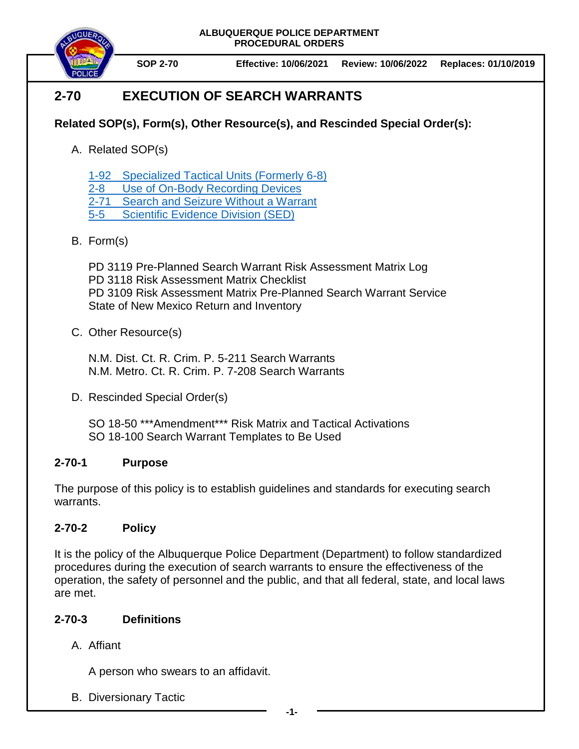**ALBUQUERQUE POLICE DEPARTMENT**
**PROCEDURAL ORDERS**

**SOP 2-70** **Effective: 10/06/2021** **Review: 10/06/2022** **Replaces: 01/10/2019**

# 2-70 EXECUTION OF SEARCH WARRANTS

**Related SOP(s), Form(s), Other Resource(s), and Rescinded Special Order(s):**

A. Related SOP(s)

1-92 Specialized Tactical Units (Formerly 6-8)
2-8 Use of On-Body Recording Devices
2-71 Search and Seizure Without a Warrant
5-5 Scientific Evidence Division (SED)

B. Form(s)

PD 3119 Pre-Planned Search Warrant Risk Assessment Matrix Log
PD 3118 Risk Assessment Matrix Checklist
PD 3109 Risk Assessment Matrix Pre-Planned Search Warrant Service
State of New Mexico Return and Inventory

C. Other Resource(s)

N.M. Dist. Ct. R. Crim. P. 5-211 Search Warrants
N.M. Metro. Ct. R. Crim. P. 7-208 Search Warrants

D. Rescinded Special Order(s)

SO 18-50 ***Amendment*** Risk Matrix and Tactical Activations
SO 18-100 Search Warrant Templates to Be Used

## 2-70-1 Purpose

The purpose of this policy is to establish guidelines and standards for executing search warrants.

## 2-70-2 Policy

It is the policy of the Albuquerque Police Department (Department) to follow standardized procedures during the execution of search warrants to ensure the effectiveness of the operation, the safety of personnel and the public, and that all federal, state, and local laws are met.

## 2-70-3 Definitions

A. Affiant

A person who swears to an affidavit.

B. Diversionary Tactic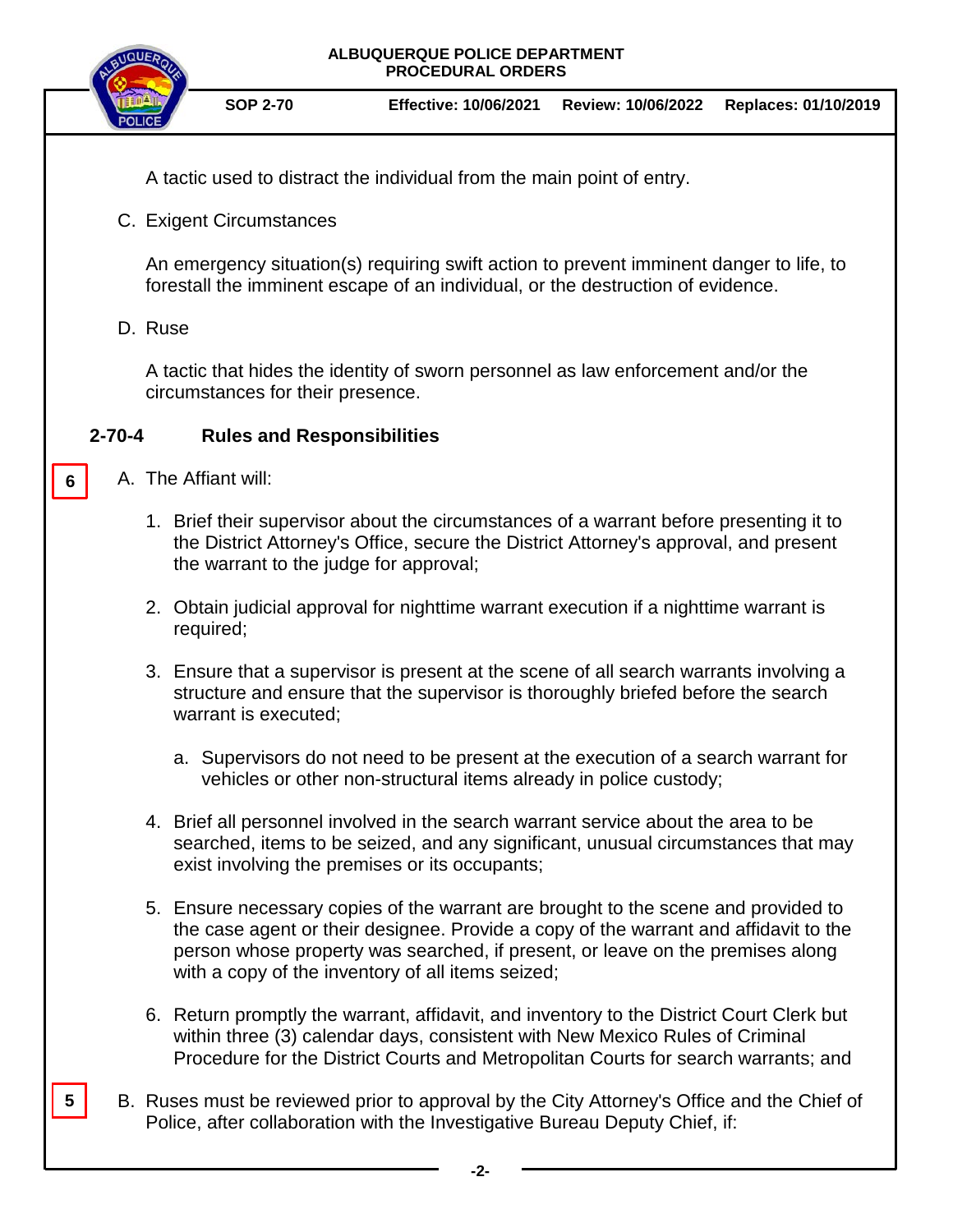A tactic used to distract the individual from the main point of entry.

C. Exigent Circumstances

An emergency situation(s) requiring swift action to prevent imminent danger to life, to forestall the imminent escape of an individual, or the destruction of evidence.

D. Ruse

A tactic that hides the identity of sworn personnel as law enforcement and/or the circumstances for their presence.

## 2-70-4 Rules and Responsibilities

6

A. The Affiant will:

1. Brief their supervisor about the circumstances of a warrant before presenting it to the District Attorney's Office, secure the District Attorney's approval, and present the warrant to the judge for approval;

2. Obtain judicial approval for nighttime warrant execution if a nighttime warrant is required;

3. Ensure that a supervisor is present at the scene of all search warrants involving a structure and ensure that the supervisor is thoroughly briefed before the search warrant is executed;

   a. Supervisors do not need to be present at the execution of a search warrant for vehicles or other non-structural items already in police custody;

4. Brief all personnel involved in the search warrant service about the area to be searched, items to be seized, and any significant, unusual circumstances that may exist involving the premises or its occupants;

5. Ensure necessary copies of the warrant are brought to the scene and provided to the case agent or their designee. Provide a copy of the warrant and affidavit to the person whose property was searched, if present, or leave on the premises along with a copy of the inventory of all items seized;

6. Return promptly the warrant, affidavit, and inventory to the District Court Clerk but within three (3) calendar days, consistent with New Mexico Rules of Criminal Procedure for the District Courts and Metropolitan Courts for search warrants; and

5

B. Ruses must be reviewed prior to approval by the City Attorney's Office and the Chief of Police, after collaboration with the Investigative Bureau Deputy Chief, if: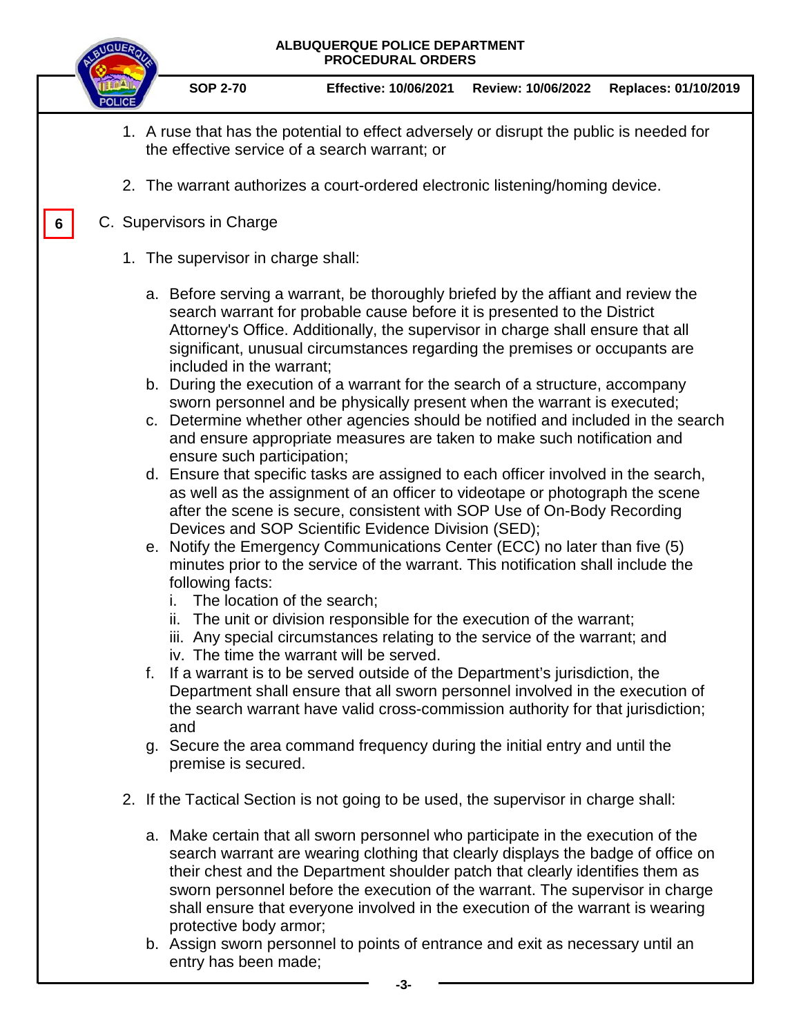1. A ruse that has the potential to effect adversely or disrupt the public is needed for the effective service of a search warrant; or

2. The warrant authorizes a court-ordered electronic listening/homing device.

6

C. Supervisors in Charge

1. The supervisor in charge shall:

   a. Before serving a warrant, be thoroughly briefed by the affiant and review the search warrant for probable cause before it is presented to the District Attorney's Office. Additionally, the supervisor in charge shall ensure that all significant, unusual circumstances regarding the premises or occupants are included in the warrant;
   b. During the execution of a warrant for the search of a structure, accompany sworn personnel and be physically present when the warrant is executed;
   c. Determine whether other agencies should be notified and included in the search and ensure appropriate measures are taken to make such notification and ensure such participation;
   d. Ensure that specific tasks are assigned to each officer involved in the search, as well as the assignment of an officer to videotape or photograph the scene after the scene is secure, consistent with SOP Use of On-Body Recording Devices and SOP Scientific Evidence Division (SED);
   e. Notify the Emergency Communications Center (ECC) no later than five (5) minutes prior to the service of the warrant. This notification shall include the following facts:
      i. The location of the search;
      ii. The unit or division responsible for the execution of the warrant;
      iii. Any special circumstances relating to the service of the warrant; and
      iv. The time the warrant will be served.
   f. If a warrant is to be served outside of the Department's jurisdiction, the Department shall ensure that all sworn personnel involved in the execution of the search warrant have valid cross-commission authority for that jurisdiction; and
   g. Secure the area command frequency during the initial entry and until the premise is secured.

2. If the Tactical Section is not going to be used, the supervisor in charge shall:

   a. Make certain that all sworn personnel who participate in the execution of the search warrant are wearing clothing that clearly displays the badge of office on their chest and the Department shoulder patch that clearly identifies them as sworn personnel before the execution of the warrant. The supervisor in charge shall ensure that everyone involved in the execution of the warrant is wearing protective body armor;
   b. Assign sworn personnel to points of entrance and exit as necessary until an entry has been made;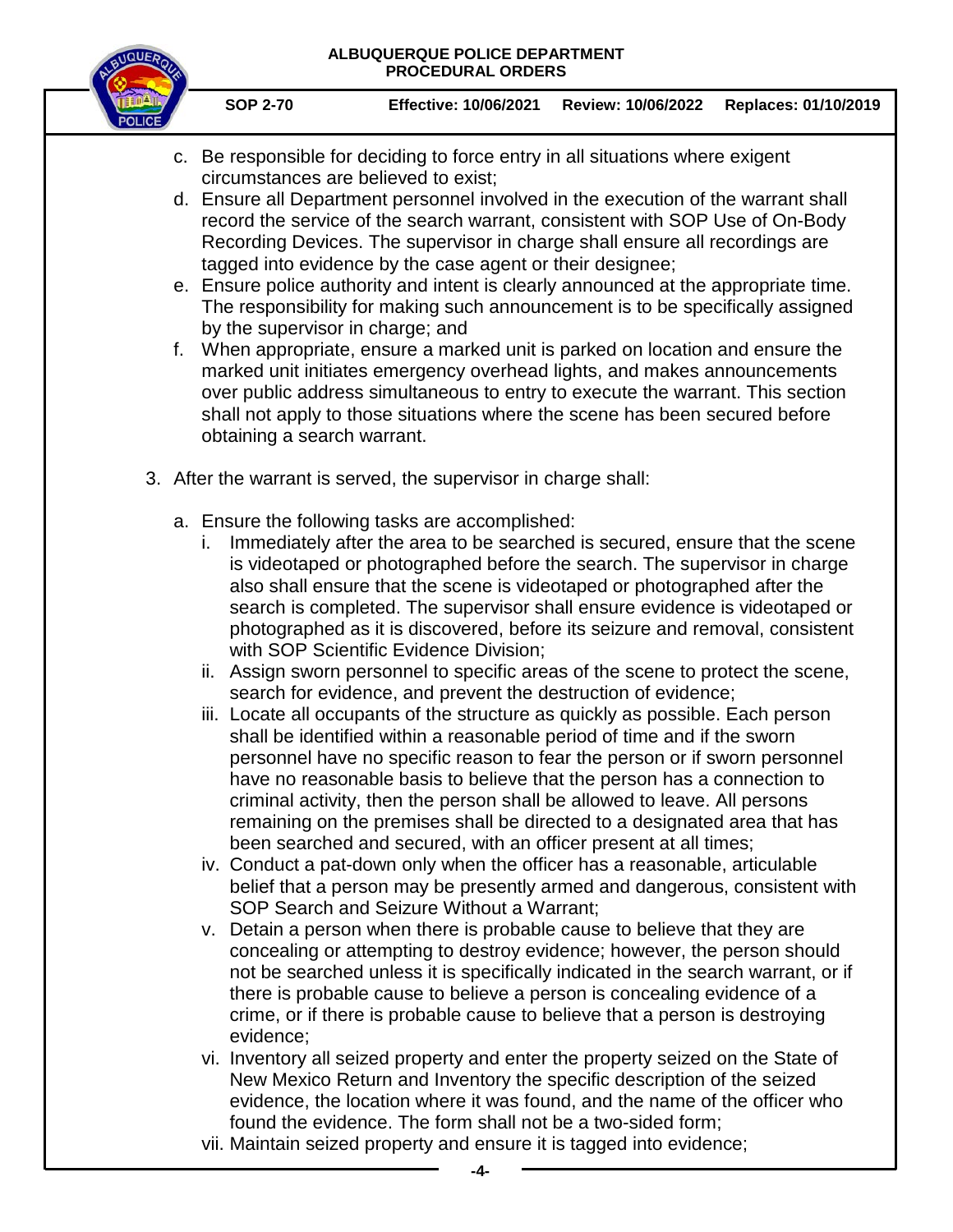c. Be responsible for deciding to force entry in all situations where exigent circumstances are believed to exist;

d. Ensure all Department personnel involved in the execution of the warrant shall record the service of the search warrant, consistent with SOP Use of On-Body Recording Devices. The supervisor in charge shall ensure all recordings are tagged into evidence by the case agent or their designee;

e. Ensure police authority and intent is clearly announced at the appropriate time. The responsibility for making such announcement is to be specifically assigned by the supervisor in charge; and

f. When appropriate, ensure a marked unit is parked on location and ensure the marked unit initiates emergency overhead lights, and makes announcements over public address simultaneous to entry to execute the warrant. This section shall not apply to those situations where the scene has been secured before obtaining a search warrant.

3. After the warrant is served, the supervisor in charge shall:

   a. Ensure the following tasks are accomplished:

      i. Immediately after the area to be searched is secured, ensure that the scene is videotaped or photographed before the search. The supervisor in charge also shall ensure that the scene is videotaped or photographed after the search is completed. The supervisor shall ensure evidence is videotaped or photographed as it is discovered, before its seizure and removal, consistent with SOP Scientific Evidence Division;

      ii. Assign sworn personnel to specific areas of the scene to protect the scene, search for evidence, and prevent the destruction of evidence;

      iii. Locate all occupants of the structure as quickly as possible. Each person shall be identified within a reasonable period of time and if the sworn personnel have no specific reason to fear the person or if sworn personnel have no reasonable basis to believe that the person has a connection to criminal activity, then the person shall be allowed to leave. All persons remaining on the premises shall be directed to a designated area that has been searched and secured, with an officer present at all times;

      iv. Conduct a pat-down only when the officer has a reasonable, articulable belief that a person may be presently armed and dangerous, consistent with SOP Search and Seizure Without a Warrant;

      v. Detain a person when there is probable cause to believe that they are concealing or attempting to destroy evidence; however, the person should not be searched unless it is specifically indicated in the search warrant, or if there is probable cause to believe a person is concealing evidence of a crime, or if there is probable cause to believe that a person is destroying evidence;

      vi. Inventory all seized property and enter the property seized on the State of New Mexico Return and Inventory the specific description of the seized evidence, the location where it was found, and the name of the officer who found the evidence. The form shall not be a two-sided form;

      vii. Maintain seized property and ensure it is tagged into evidence;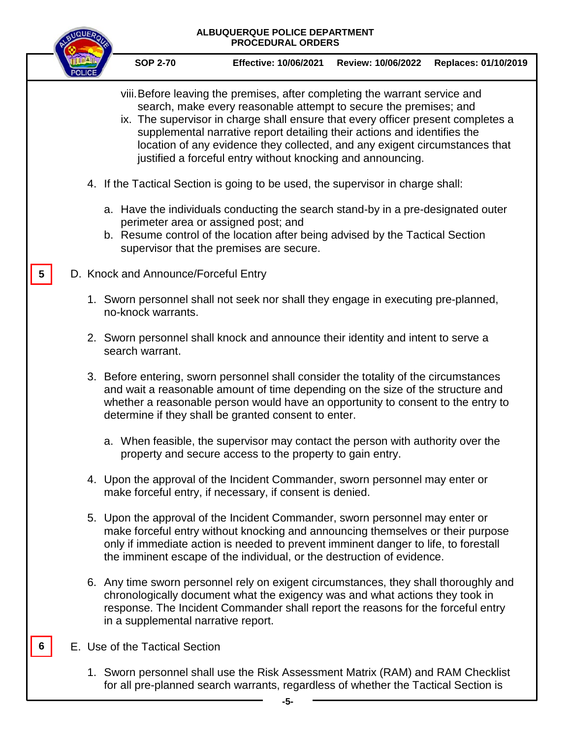viii. Before leaving the premises, after completing the warrant service and search, make every reasonable attempt to secure the premises; and

ix. The supervisor in charge shall ensure that every officer present completes a supplemental narrative report detailing their actions and identifies the location of any evidence they collected, and any exigent circumstances that justified a forceful entry without knocking and announcing.

4. If the Tactical Section is going to be used, the supervisor in charge shall:

   a. Have the individuals conducting the search stand-by in a pre-designated outer perimeter area or assigned post; and

   b. Resume control of the location after being advised by the Tactical Section supervisor that the premises are secure.

5

D. Knock and Announce/Forceful Entry

1. Sworn personnel shall not seek nor shall they engage in executing pre-planned, no-knock warrants.

2. Sworn personnel shall knock and announce their identity and intent to serve a search warrant.

3. Before entering, sworn personnel shall consider the totality of the circumstances and wait a reasonable amount of time depending on the size of the structure and whether a reasonable person would have an opportunity to consent to the entry to determine if they shall be granted consent to enter.

   a. When feasible, the supervisor may contact the person with authority over the property and secure access to the property to gain entry.

4. Upon the approval of the Incident Commander, sworn personnel may enter or make forceful entry, if necessary, if consent is denied.

5. Upon the approval of the Incident Commander, sworn personnel may enter or make forceful entry without knocking and announcing themselves or their purpose only if immediate action is needed to prevent imminent danger to life, to forestall the imminent escape of the individual, or the destruction of evidence.

6. Any time sworn personnel rely on exigent circumstances, they shall thoroughly and chronologically document what the exigency was and what actions they took in response. The Incident Commander shall report the reasons for the forceful entry in a supplemental narrative report.

6

E. Use of the Tactical Section

1. Sworn personnel shall use the Risk Assessment Matrix (RAM) and RAM Checklist for all pre-planned search warrants, regardless of whether the Tactical Section is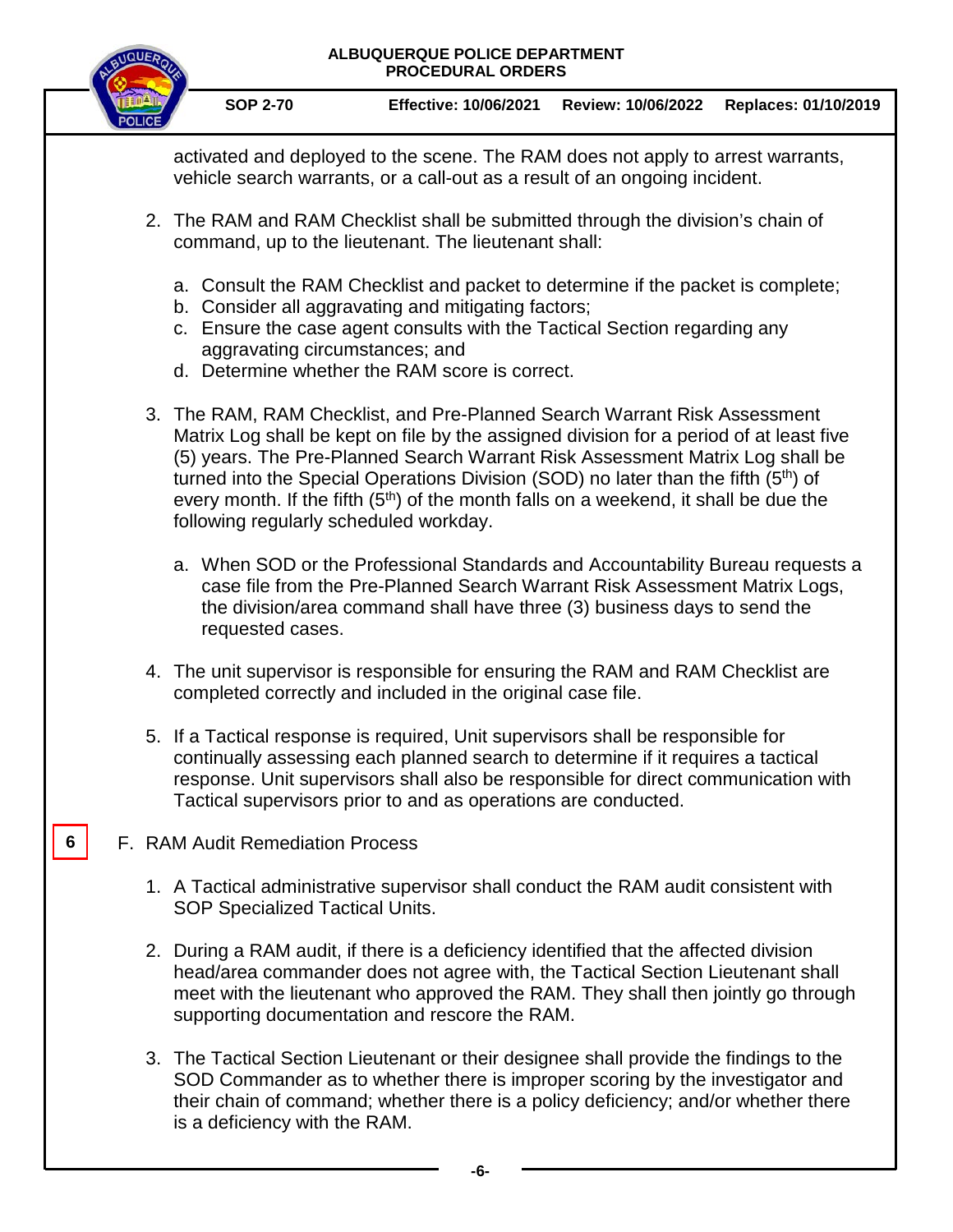activated and deployed to the scene. The RAM does not apply to arrest warrants, vehicle search warrants, or a call-out as a result of an ongoing incident.

2. The RAM and RAM Checklist shall be submitted through the division's chain of command, up to the lieutenant. The lieutenant shall:

   a. Consult the RAM Checklist and packet to determine if the packet is complete;
   b. Consider all aggravating and mitigating factors;
   c. Ensure the case agent consults with the Tactical Section regarding any aggravating circumstances; and
   d. Determine whether the RAM score is correct.

3. The RAM, RAM Checklist, and Pre-Planned Search Warrant Risk Assessment Matrix Log shall be kept on file by the assigned division for a period of at least five (5) years. The Pre-Planned Search Warrant Risk Assessment Matrix Log shall be turned into the Special Operations Division (SOD) no later than the fifth (5th) of every month. If the fifth (5th) of the month falls on a weekend, it shall be due the following regularly scheduled workday.

   a. When SOD or the Professional Standards and Accountability Bureau requests a case file from the Pre-Planned Search Warrant Risk Assessment Matrix Logs, the division/area command shall have three (3) business days to send the requested cases.

4. The unit supervisor is responsible for ensuring the RAM and RAM Checklist are completed correctly and included in the original case file.

5. If a Tactical response is required, Unit supervisors shall be responsible for continually assessing each planned search to determine if it requires a tactical response. Unit supervisors shall also be responsible for direct communication with Tactical supervisors prior to and as operations are conducted.

6

F. RAM Audit Remediation Process

1. A Tactical administrative supervisor shall conduct the RAM audit consistent with SOP Specialized Tactical Units.

2. During a RAM audit, if there is a deficiency identified that the affected division head/area commander does not agree with, the Tactical Section Lieutenant shall meet with the lieutenant who approved the RAM. They shall then jointly go through supporting documentation and rescore the RAM.

3. The Tactical Section Lieutenant or their designee shall provide the findings to the SOD Commander as to whether there is improper scoring by the investigator and their chain of command; whether there is a policy deficiency; and/or whether there is a deficiency with the RAM.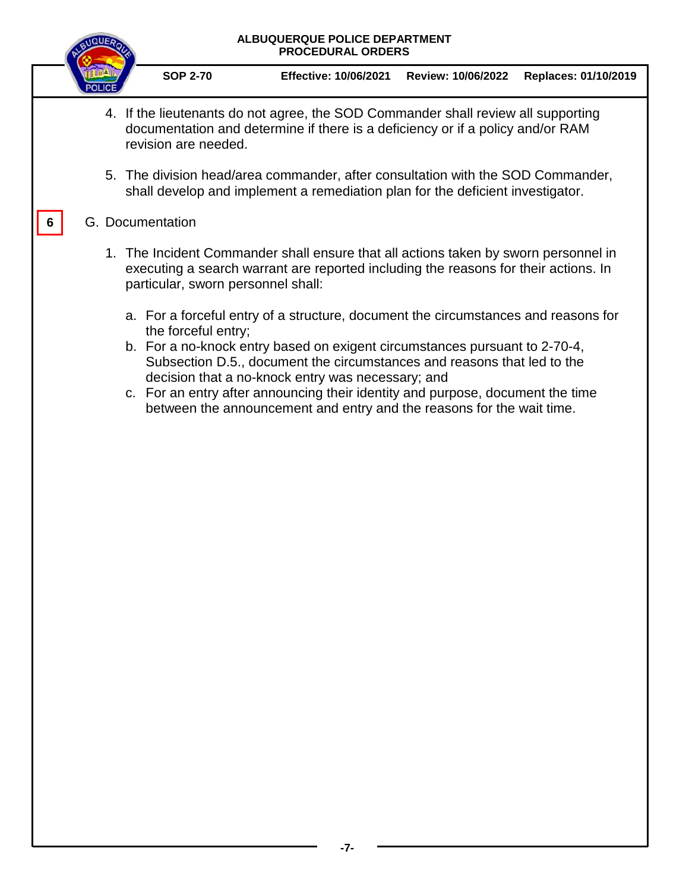4. If the lieutenants do not agree, the SOD Commander shall review all supporting documentation and determine if there is a deficiency or if a policy and/or RAM revision are needed.

5. The division head/area commander, after consultation with the SOD Commander, shall develop and implement a remediation plan for the deficient investigator.

6 G. Documentation

1. The Incident Commander shall ensure that all actions taken by sworn personnel in executing a search warrant are reported including the reasons for their actions. In particular, sworn personnel shall:

   a. For a forceful entry of a structure, document the circumstances and reasons for the forceful entry;
   b. For a no-knock entry based on exigent circumstances pursuant to 2-70-4, Subsection D.5., document the circumstances and reasons that led to the decision that a no-knock entry was necessary; and
   c. For an entry after announcing their identity and purpose, document the time between the announcement and entry and the reasons for the wait time.